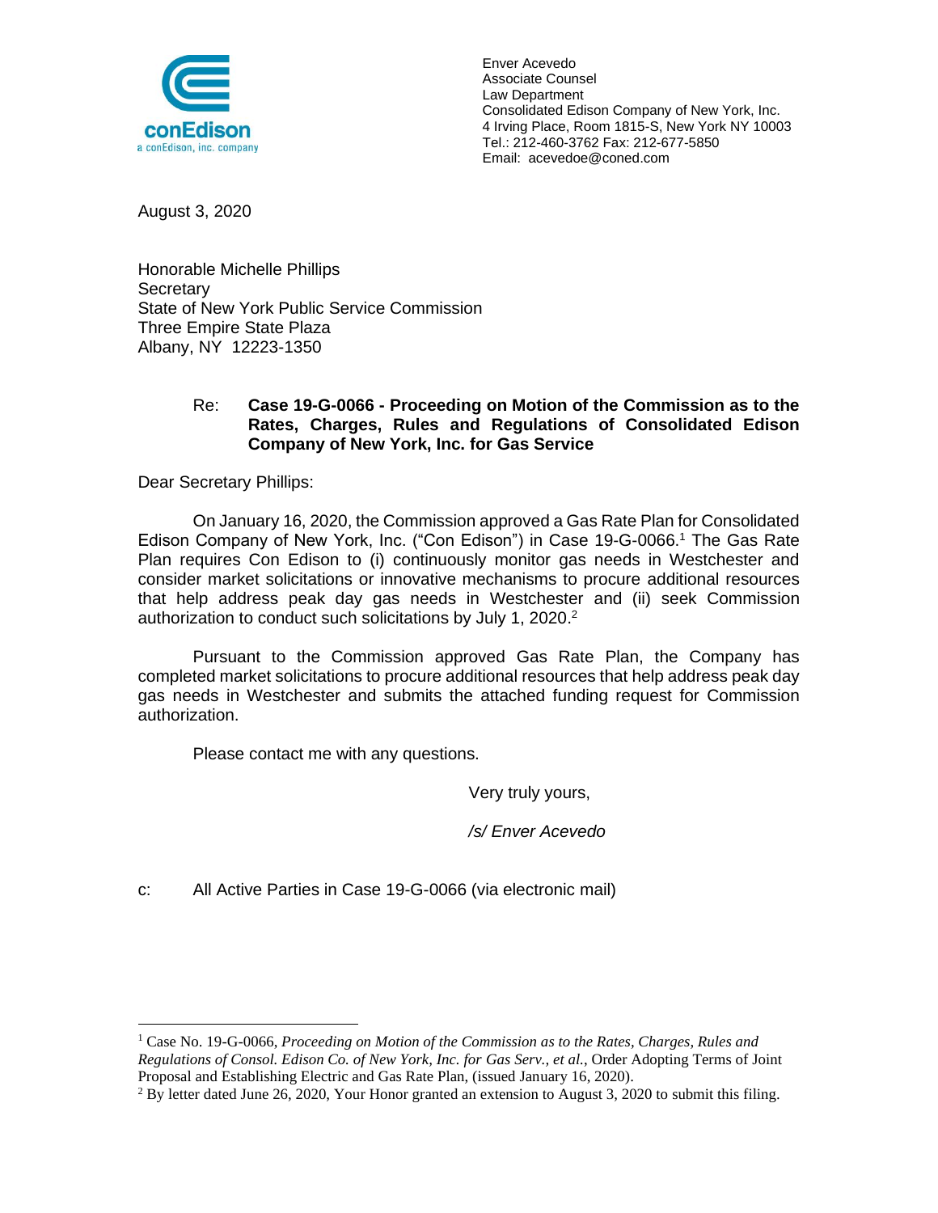conEdison
a conEdison, inc. company

Enver Acevedo
Associate Counsel
Law Department
Consolidated Edison Company of New York, Inc.
4 Irving Place, Room 1815-S, New York NY 10003
Tel.: 212-460-3762 Fax: 212-677-5850
Email: acevedoe@coned.com

August 3, 2020

Honorable Michelle Phillips
Secretary
State of New York Public Service Commission
Three Empire State Plaza
Albany, NY 12223-1350

Re: **Case 19-G-0066 - Proceeding on Motion of the Commission as to the Rates, Charges, Rules and Regulations of Consolidated Edison Company of New York, Inc. for Gas Service**

Dear Secretary Phillips:

On January 16, 2020, the Commission approved a Gas Rate Plan for Consolidated Edison Company of New York, Inc. ("Con Edison") in Case 19-G-0066.[1] The Gas Rate Plan requires Con Edison to (i) continuously monitor gas needs in Westchester and consider market solicitations or innovative mechanisms to procure additional resources that help address peak day gas needs in Westchester and (ii) seek Commission authorization to conduct such solicitations by July 1, 2020.[2]

Pursuant to the Commission approved Gas Rate Plan, the Company has completed market solicitations to procure additional resources that help address peak day gas needs in Westchester and submits the attached funding request for Commission authorization.

Please contact me with any questions.

Very truly yours,

*/s/ Enver Acevedo*

c: All Active Parties in Case 19-G-0066 (via electronic mail)

---

[1] Case No. 19-G-0066, *Proceeding on Motion of the Commission as to the Rates, Charges, Rules and Regulations of Consol. Edison Co. of New York, Inc. for Gas Serv., et al.*, Order Adopting Terms of Joint Proposal and Establishing Electric and Gas Rate Plan, (issued January 16, 2020).

[2] By letter dated June 26, 2020, Your Honor granted an extension to August 3, 2020 to submit this filing.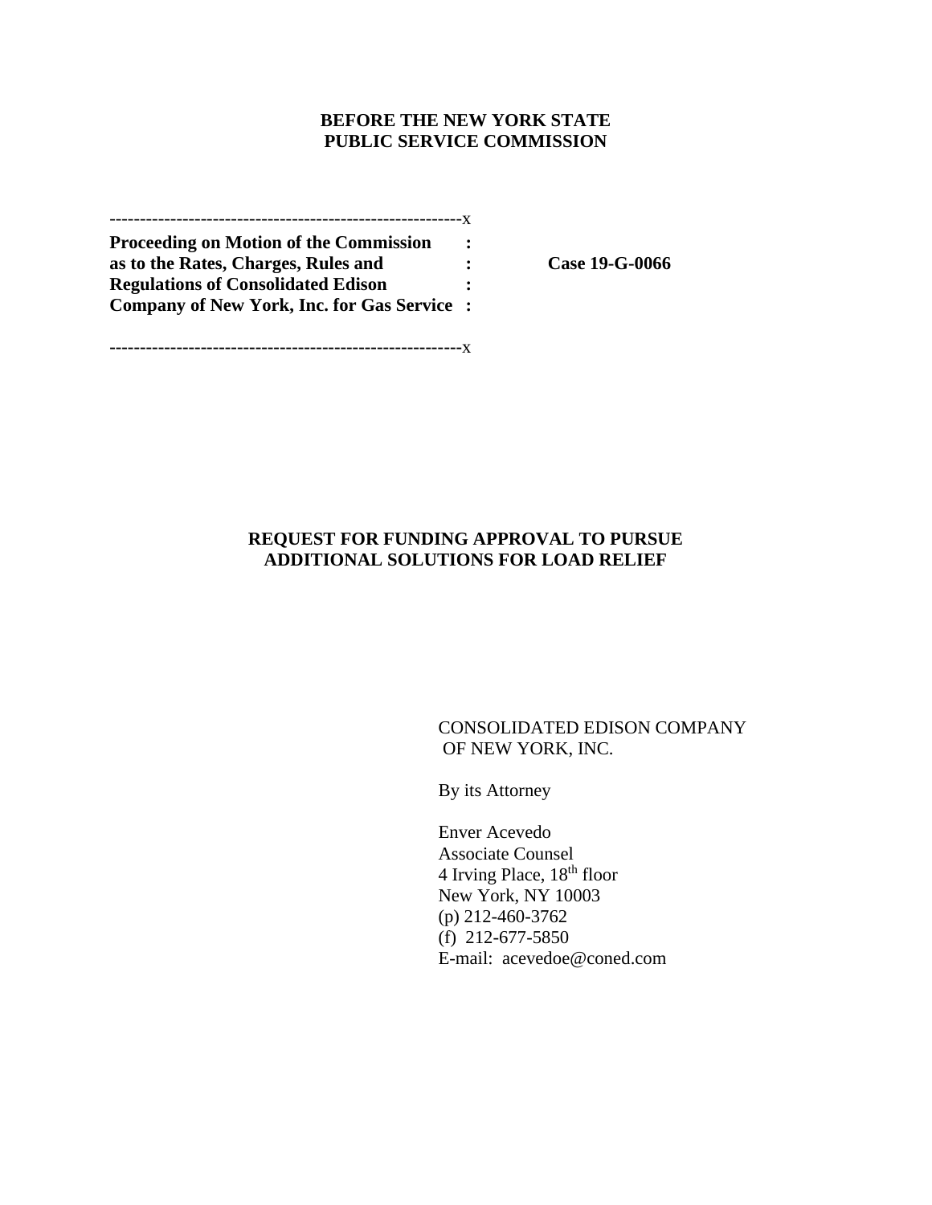**BEFORE THE NEW YORK STATE**
**PUBLIC SERVICE COMMISSION**

---------------------------------------------------------x

| | | |
|---|---|---|
| **Proceeding on Motion of the Commission** | **:** | |
| **as to the Rates, Charges, Rules and** | **:** | **Case 19-G-0066** |
| **Regulations of Consolidated Edison** | **:** | |
| **Company of New York, Inc. for Gas Service** | **:** | |

---------------------------------------------------------x

**REQUEST FOR FUNDING APPROVAL TO PURSUE**
**ADDITIONAL SOLUTIONS FOR LOAD RELIEF**

CONSOLIDATED EDISON COMPANY
OF NEW YORK, INC.

By its Attorney

Enver Acevedo
Associate Counsel
4 Irving Place, 18th floor
New York, NY 10003
(p) 212-460-3762
(f) 212-677-5850
E-mail: acevedoe@coned.com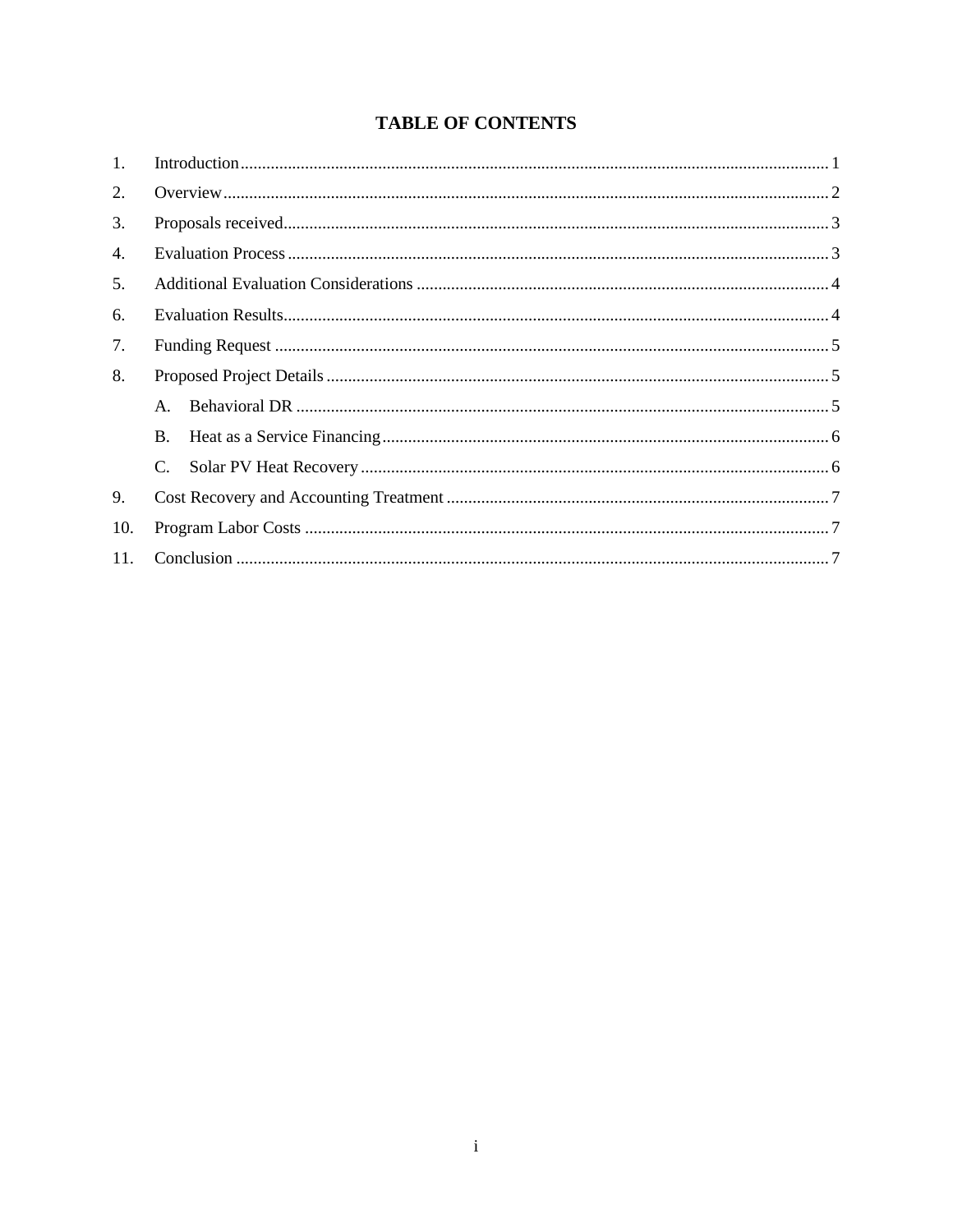# TABLE OF CONTENTS

1. Introduction ........................................................................................................................ 1
2. Overview ............................................................................................................................. 2
3. Proposals received .............................................................................................................. 3
4. Evaluation Process ............................................................................................................. 3
5. Additional Evaluation Considerations ................................................................................ 4
6. Evaluation Results .............................................................................................................. 4
7. Funding Request ................................................................................................................. 5
8. Proposed Project Details ..................................................................................................... 5
   - A. Behavioral DR ............................................................................................................ 5
   - B. Heat as a Service Financing ........................................................................................ 6
   - C. Solar PV Heat Recovery ............................................................................................. 6
9. Cost Recovery and Accounting Treatment ......................................................................... 7
10. Program Labor Costs .......................................................................................................... 7
11. Conclusion .......................................................................................................................... 7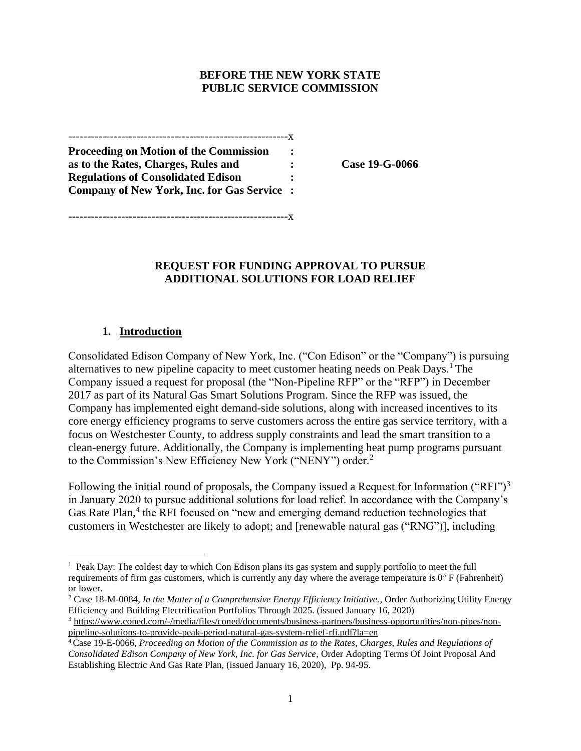**BEFORE THE NEW YORK STATE**
**PUBLIC SERVICE COMMISSION**

---x

| | | |
|---|---|---|
| **Proceeding on Motion of the Commission as to the Rates, Charges, Rules and Regulations of Consolidated Edison Company of New York, Inc. for Gas Service** | : | **Case 19-G-0066** |

---x

**REQUEST FOR FUNDING APPROVAL TO PURSUE ADDITIONAL SOLUTIONS FOR LOAD RELIEF**

## 1. Introduction

Consolidated Edison Company of New York, Inc. ("Con Edison" or the "Company") is pursuing alternatives to new pipeline capacity to meet customer heating needs on Peak Days.[1] The Company issued a request for proposal (the "Non-Pipeline RFP" or the "RFP") in December 2017 as part of its Natural Gas Smart Solutions Program. Since the RFP was issued, the Company has implemented eight demand-side solutions, along with increased incentives to its core energy efficiency programs to serve customers across the entire gas service territory, with a focus on Westchester County, to address supply constraints and lead the smart transition to a clean-energy future. Additionally, the Company is implementing heat pump programs pursuant to the Commission's New Efficiency New York ("NENY") order.[2]

Following the initial round of proposals, the Company issued a Request for Information ("RFI")[3] in January 2020 to pursue additional solutions for load relief. In accordance with the Company's Gas Rate Plan,[4] the RFI focused on "new and emerging demand reduction technologies that customers in Westchester are likely to adopt; and [renewable natural gas ("RNG")], including

---

[1] Peak Day: The coldest day to which Con Edison plans its gas system and supply portfolio to meet the full requirements of firm gas customers, which is currently any day where the average temperature is 0° F (Fahrenheit) or lower.

[2] Case 18-M-0084, *In the Matter of a Comprehensive Energy Efficiency Initiative.*, Order Authorizing Utility Energy Efficiency and Building Electrification Portfolios Through 2025. (issued January 16, 2020)

[3] https://www.coned.com/-/media/files/coned/documents/business-partners/business-opportunities/non-pipes/non-pipeline-solutions-to-provide-peak-period-natural-gas-system-relief-rfi.pdf?la=en

[4] Case 19-E-0066, *Proceeding on Motion of the Commission as to the Rates, Charges, Rules and Regulations of Consolidated Edison Company of New York, Inc. for Gas Service*, Order Adopting Terms Of Joint Proposal And Establishing Electric And Gas Rate Plan, (issued January 16, 2020), Pp. 94-95.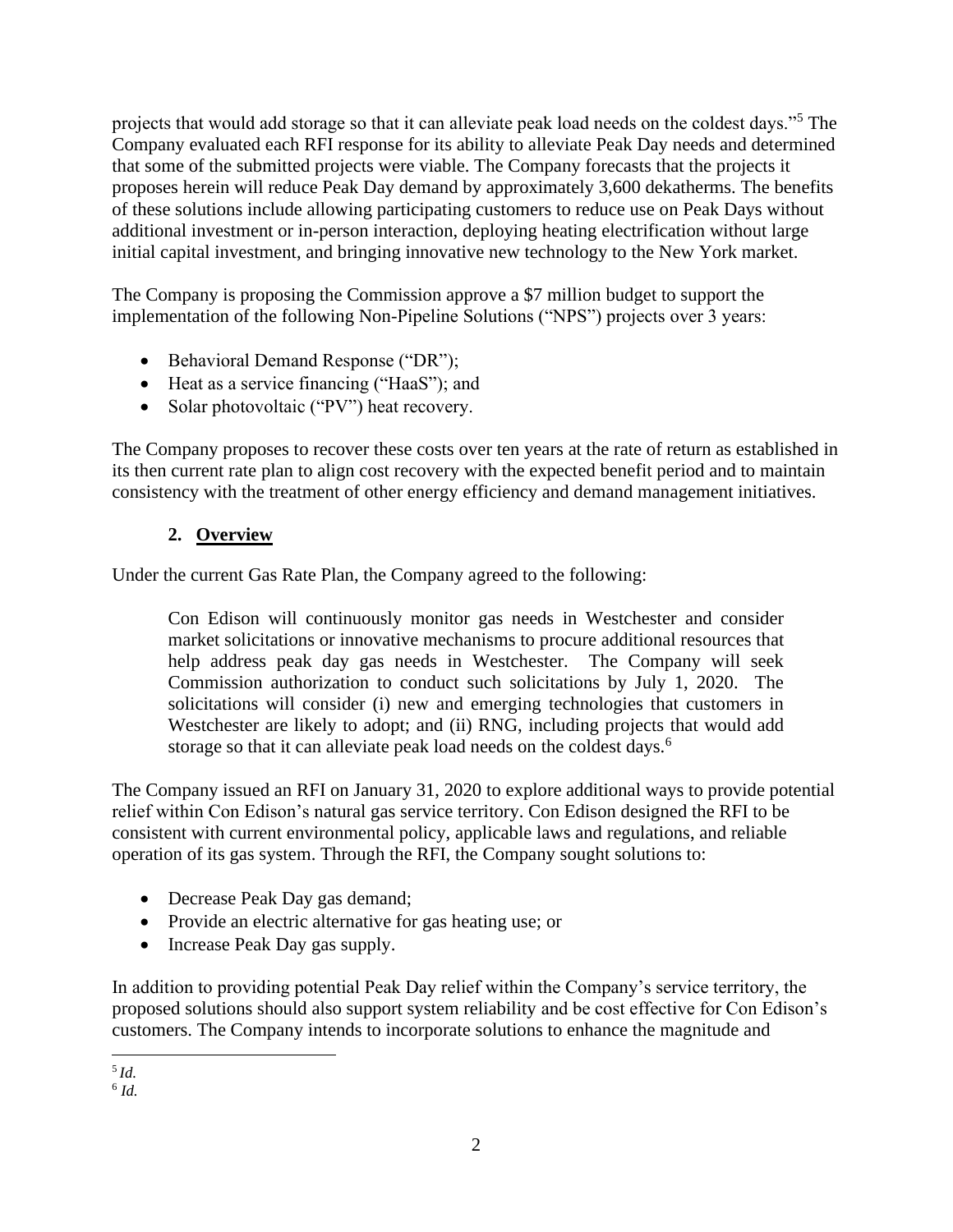projects that would add storage so that it can alleviate peak load needs on the coldest days."[5] The Company evaluated each RFI response for its ability to alleviate Peak Day needs and determined that some of the submitted projects were viable. The Company forecasts that the projects it proposes herein will reduce Peak Day demand by approximately 3,600 dekatherms. The benefits of these solutions include allowing participating customers to reduce use on Peak Days without additional investment or in-person interaction, deploying heating electrification without large initial capital investment, and bringing innovative new technology to the New York market.

The Company is proposing the Commission approve a $7 million budget to support the implementation of the following Non-Pipeline Solutions ("NPS") projects over 3 years:

- Behavioral Demand Response ("DR");
- Heat as a service financing ("HaaS"); and
- Solar photovoltaic ("PV") heat recovery.

The Company proposes to recover these costs over ten years at the rate of return as established in its then current rate plan to align cost recovery with the expected benefit period and to maintain consistency with the treatment of other energy efficiency and demand management initiatives.

## 2. Overview

Under the current Gas Rate Plan, the Company agreed to the following:

> Con Edison will continuously monitor gas needs in Westchester and consider market solicitations or innovative mechanisms to procure additional resources that help address peak day gas needs in Westchester. The Company will seek Commission authorization to conduct such solicitations by July 1, 2020. The solicitations will consider (i) new and emerging technologies that customers in Westchester are likely to adopt; and (ii) RNG, including projects that would add storage so that it can alleviate peak load needs on the coldest days.[6]

The Company issued an RFI on January 31, 2020 to explore additional ways to provide potential relief within Con Edison's natural gas service territory. Con Edison designed the RFI to be consistent with current environmental policy, applicable laws and regulations, and reliable operation of its gas system. Through the RFI, the Company sought solutions to:

- Decrease Peak Day gas demand;
- Provide an electric alternative for gas heating use; or
- Increase Peak Day gas supply.

In addition to providing potential Peak Day relief within the Company's service territory, the proposed solutions should also support system reliability and be cost effective for Con Edison's customers. The Company intends to incorporate solutions to enhance the magnitude and

[5] *Id.*

[6] *Id.*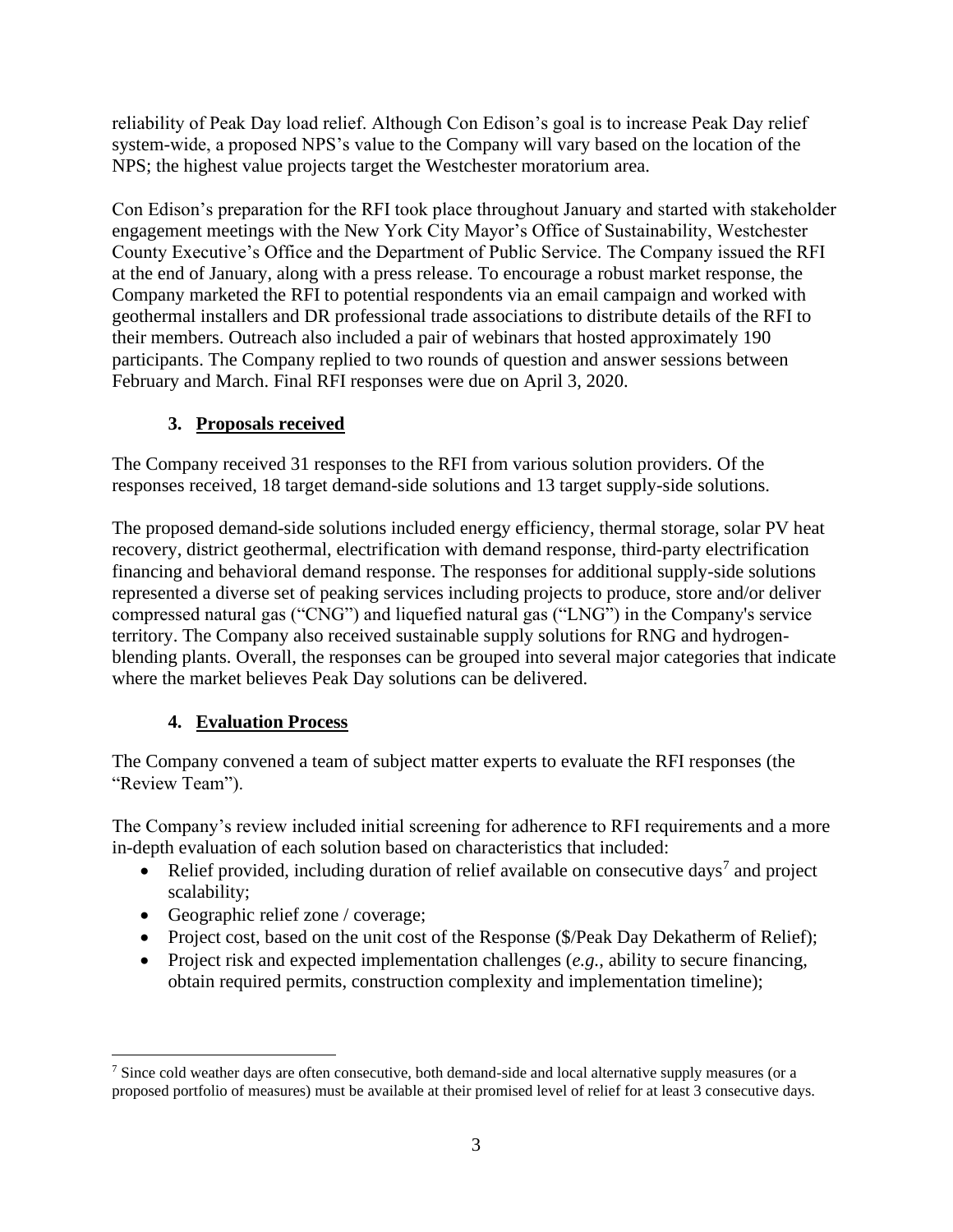reliability of Peak Day load relief. Although Con Edison's goal is to increase Peak Day relief system-wide, a proposed NPS's value to the Company will vary based on the location of the NPS; the highest value projects target the Westchester moratorium area.

Con Edison's preparation for the RFI took place throughout January and started with stakeholder engagement meetings with the New York City Mayor's Office of Sustainability, Westchester County Executive's Office and the Department of Public Service. The Company issued the RFI at the end of January, along with a press release. To encourage a robust market response, the Company marketed the RFI to potential respondents via an email campaign and worked with geothermal installers and DR professional trade associations to distribute details of the RFI to their members. Outreach also included a pair of webinars that hosted approximately 190 participants. The Company replied to two rounds of question and answer sessions between February and March. Final RFI responses were due on April 3, 2020.

### 3. <u>Proposals received</u>

The Company received 31 responses to the RFI from various solution providers. Of the responses received, 18 target demand-side solutions and 13 target supply-side solutions.

The proposed demand-side solutions included energy efficiency, thermal storage, solar PV heat recovery, district geothermal, electrification with demand response, third-party electrification financing and behavioral demand response. The responses for additional supply-side solutions represented a diverse set of peaking services including projects to produce, store and/or deliver compressed natural gas ("CNG") and liquefied natural gas ("LNG") in the Company's service territory. The Company also received sustainable supply solutions for RNG and hydrogen-blending plants. Overall, the responses can be grouped into several major categories that indicate where the market believes Peak Day solutions can be delivered.

### 4. <u>Evaluation Process</u>

The Company convened a team of subject matter experts to evaluate the RFI responses (the "Review Team").

The Company's review included initial screening for adherence to RFI requirements and a more in-depth evaluation of each solution based on characteristics that included:

- Relief provided, including duration of relief available on consecutive days[7] and project scalability;
- Geographic relief zone / coverage;
- Project cost, based on the unit cost of the Response ($/Peak Day Dekatherm of Relief);
- Project risk and expected implementation challenges (*e.g.*, ability to secure financing, obtain required permits, construction complexity and implementation timeline);

---

[7] Since cold weather days are often consecutive, both demand-side and local alternative supply measures (or a proposed portfolio of measures) must be available at their promised level of relief for at least 3 consecutive days.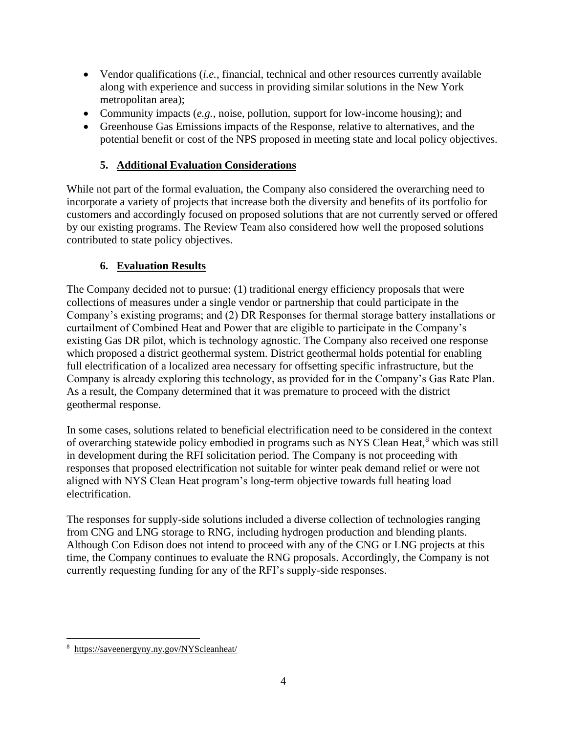- Vendor qualifications (*i.e.*, financial, technical and other resources currently available along with experience and success in providing similar solutions in the New York metropolitan area);
- Community impacts (*e.g.*, noise, pollution, support for low-income housing); and
- Greenhouse Gas Emissions impacts of the Response, relative to alternatives, and the potential benefit or cost of the NPS proposed in meeting state and local policy objectives.

### 5. Additional Evaluation Considerations

While not part of the formal evaluation, the Company also considered the overarching need to incorporate a variety of projects that increase both the diversity and benefits of its portfolio for customers and accordingly focused on proposed solutions that are not currently served or offered by our existing programs. The Review Team also considered how well the proposed solutions contributed to state policy objectives.

### 6. Evaluation Results

The Company decided not to pursue: (1) traditional energy efficiency proposals that were collections of measures under a single vendor or partnership that could participate in the Company's existing programs; and (2) DR Responses for thermal storage battery installations or curtailment of Combined Heat and Power that are eligible to participate in the Company's existing Gas DR pilot, which is technology agnostic. The Company also received one response which proposed a district geothermal system. District geothermal holds potential for enabling full electrification of a localized area necessary for offsetting specific infrastructure, but the Company is already exploring this technology, as provided for in the Company's Gas Rate Plan. As a result, the Company determined that it was premature to proceed with the district geothermal response.

In some cases, solutions related to beneficial electrification need to be considered in the context of overarching statewide policy embodied in programs such as NYS Clean Heat,[8] which was still in development during the RFI solicitation period. The Company is not proceeding with responses that proposed electrification not suitable for winter peak demand relief or were not aligned with NYS Clean Heat program's long-term objective towards full heating load electrification.

The responses for supply-side solutions included a diverse collection of technologies ranging from CNG and LNG storage to RNG, including hydrogen production and blending plants. Although Con Edison does not intend to proceed with any of the CNG or LNG projects at this time, the Company continues to evaluate the RNG proposals. Accordingly, the Company is not currently requesting funding for any of the RFI's supply-side responses.

---

[8] https://saveenergyny.ny.gov/NYScleanheat/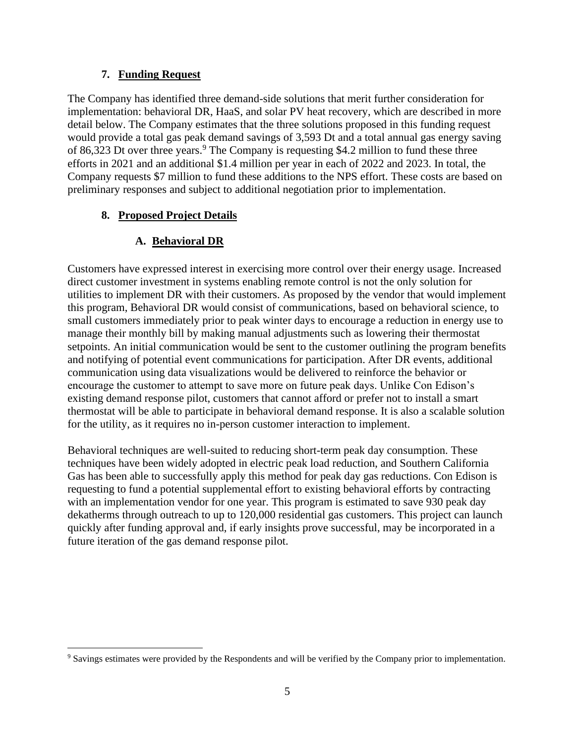## 7. Funding Request

The Company has identified three demand-side solutions that merit further consideration for implementation: behavioral DR, HaaS, and solar PV heat recovery, which are described in more detail below. The Company estimates that the three solutions proposed in this funding request would provide a total gas peak demand savings of 3,593 Dt and a total annual gas energy saving of 86,323 Dt over three years.[9] The Company is requesting $4.2 million to fund these three efforts in 2021 and an additional $1.4 million per year in each of 2022 and 2023. In total, the Company requests $7 million to fund these additions to the NPS effort. These costs are based on preliminary responses and subject to additional negotiation prior to implementation.

## 8. Proposed Project Details

### A. Behavioral DR

Customers have expressed interest in exercising more control over their energy usage. Increased direct customer investment in systems enabling remote control is not the only solution for utilities to implement DR with their customers. As proposed by the vendor that would implement this program, Behavioral DR would consist of communications, based on behavioral science, to small customers immediately prior to peak winter days to encourage a reduction in energy use to manage their monthly bill by making manual adjustments such as lowering their thermostat setpoints. An initial communication would be sent to the customer outlining the program benefits and notifying of potential event communications for participation. After DR events, additional communication using data visualizations would be delivered to reinforce the behavior or encourage the customer to attempt to save more on future peak days. Unlike Con Edison's existing demand response pilot, customers that cannot afford or prefer not to install a smart thermostat will be able to participate in behavioral demand response. It is also a scalable solution for the utility, as it requires no in-person customer interaction to implement.

Behavioral techniques are well-suited to reducing short-term peak day consumption. These techniques have been widely adopted in electric peak load reduction, and Southern California Gas has been able to successfully apply this method for peak day gas reductions. Con Edison is requesting to fund a potential supplemental effort to existing behavioral efforts by contracting with an implementation vendor for one year. This program is estimated to save 930 peak day dekatherms through outreach to up to 120,000 residential gas customers. This project can launch quickly after funding approval and, if early insights prove successful, may be incorporated in a future iteration of the gas demand response pilot.

[9] Savings estimates were provided by the Respondents and will be verified by the Company prior to implementation.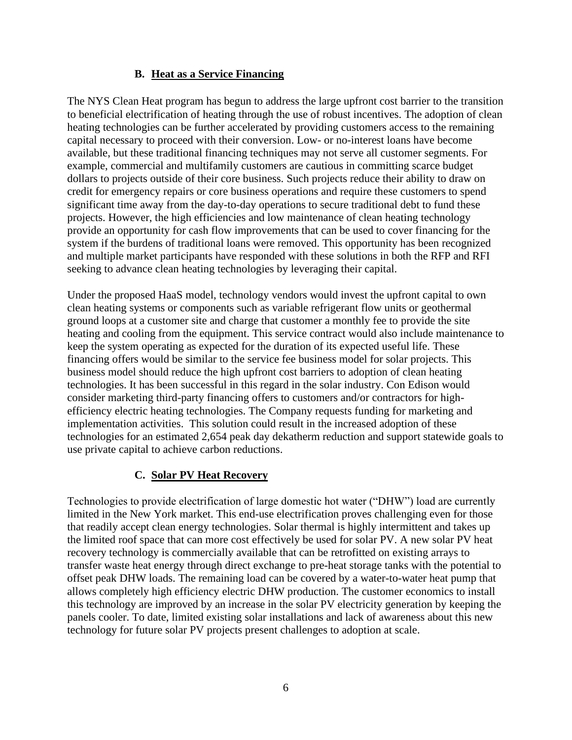### B. Heat as a Service Financing

The NYS Clean Heat program has begun to address the large upfront cost barrier to the transition to beneficial electrification of heating through the use of robust incentives. The adoption of clean heating technologies can be further accelerated by providing customers access to the remaining capital necessary to proceed with their conversion. Low- or no-interest loans have become available, but these traditional financing techniques may not serve all customer segments. For example, commercial and multifamily customers are cautious in committing scarce budget dollars to projects outside of their core business. Such projects reduce their ability to draw on credit for emergency repairs or core business operations and require these customers to spend significant time away from the day-to-day operations to secure traditional debt to fund these projects. However, the high efficiencies and low maintenance of clean heating technology provide an opportunity for cash flow improvements that can be used to cover financing for the system if the burdens of traditional loans were removed. This opportunity has been recognized and multiple market participants have responded with these solutions in both the RFP and RFI seeking to advance clean heating technologies by leveraging their capital.

Under the proposed HaaS model, technology vendors would invest the upfront capital to own clean heating systems or components such as variable refrigerant flow units or geothermal ground loops at a customer site and charge that customer a monthly fee to provide the site heating and cooling from the equipment. This service contract would also include maintenance to keep the system operating as expected for the duration of its expected useful life. These financing offers would be similar to the service fee business model for solar projects. This business model should reduce the high upfront cost barriers to adoption of clean heating technologies. It has been successful in this regard in the solar industry. Con Edison would consider marketing third-party financing offers to customers and/or contractors for high-efficiency electric heating technologies. The Company requests funding for marketing and implementation activities. This solution could result in the increased adoption of these technologies for an estimated 2,654 peak day dekatherm reduction and support statewide goals to use private capital to achieve carbon reductions.

### C. Solar PV Heat Recovery

Technologies to provide electrification of large domestic hot water ("DHW") load are currently limited in the New York market. This end-use electrification proves challenging even for those that readily accept clean energy technologies. Solar thermal is highly intermittent and takes up the limited roof space that can more cost effectively be used for solar PV. A new solar PV heat recovery technology is commercially available that can be retrofitted on existing arrays to transfer waste heat energy through direct exchange to pre-heat storage tanks with the potential to offset peak DHW loads. The remaining load can be covered by a water-to-water heat pump that allows completely high efficiency electric DHW production. The customer economics to install this technology are improved by an increase in the solar PV electricity generation by keeping the panels cooler. To date, limited existing solar installations and lack of awareness about this new technology for future solar PV projects present challenges to adoption at scale.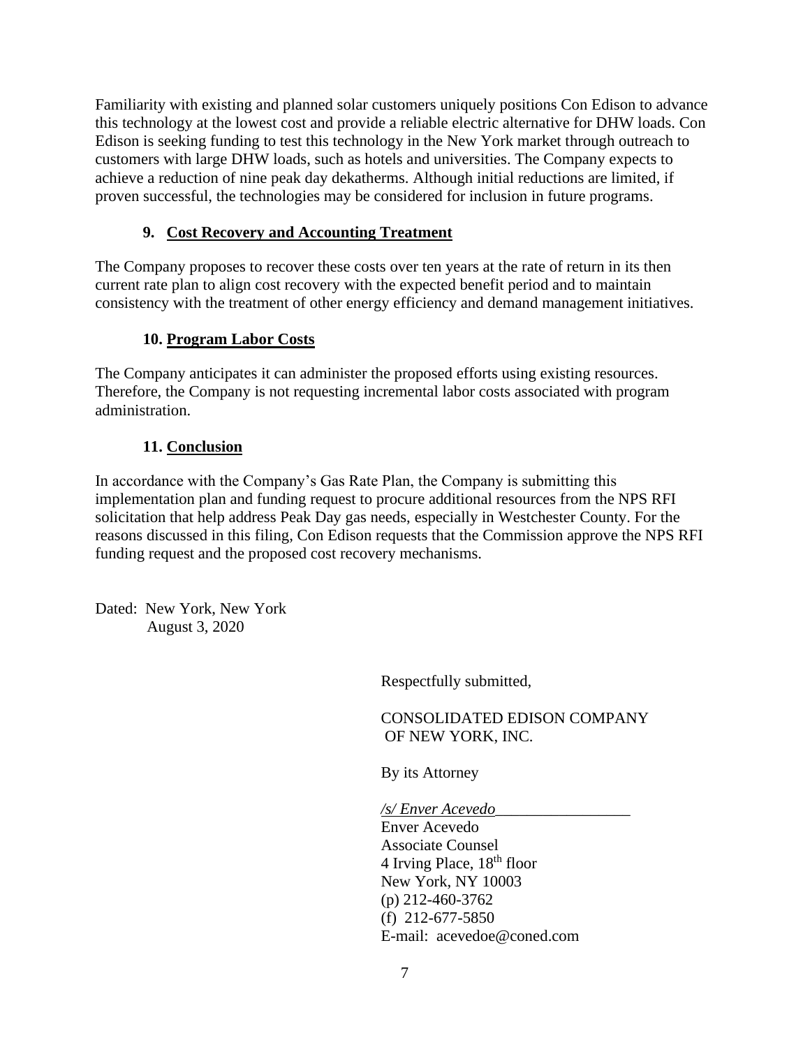Familiarity with existing and planned solar customers uniquely positions Con Edison to advance this technology at the lowest cost and provide a reliable electric alternative for DHW loads. Con Edison is seeking funding to test this technology in the New York market through outreach to customers with large DHW loads, such as hotels and universities. The Company expects to achieve a reduction of nine peak day dekatherms. Although initial reductions are limited, if proven successful, the technologies may be considered for inclusion in future programs.

### 9. Cost Recovery and Accounting Treatment

The Company proposes to recover these costs over ten years at the rate of return in its then current rate plan to align cost recovery with the expected benefit period and to maintain consistency with the treatment of other energy efficiency and demand management initiatives.

### 10. Program Labor Costs

The Company anticipates it can administer the proposed efforts using existing resources. Therefore, the Company is not requesting incremental labor costs associated with program administration.

### 11. Conclusion

In accordance with the Company's Gas Rate Plan, the Company is submitting this implementation plan and funding request to procure additional resources from the NPS RFI solicitation that help address Peak Day gas needs, especially in Westchester County. For the reasons discussed in this filing, Con Edison requests that the Commission approve the NPS RFI funding request and the proposed cost recovery mechanisms.

Dated: New York, New York
August 3, 2020

Respectfully submitted,

CONSOLIDATED EDISON COMPANY
OF NEW YORK, INC.

By its Attorney

*/s/ Enver Acevedo*_________________
Enver Acevedo
Associate Counsel
4 Irving Place, 18th floor
New York, NY 10003
(p) 212-460-3762
(f) 212-677-5850
E-mail: acevedoe@coned.com